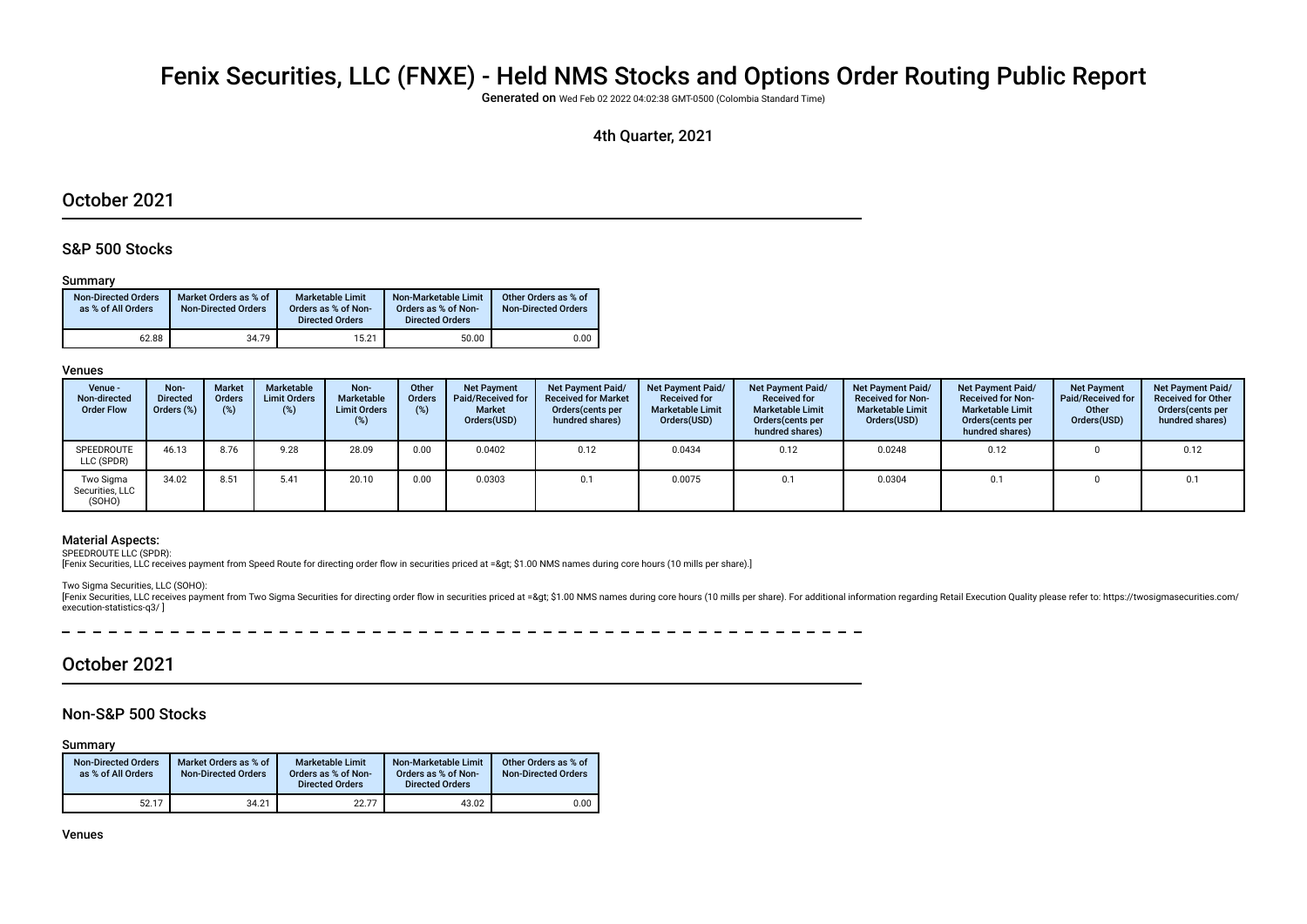# Fenix Securities, LLC (FNXE) - Held NMS Stocks and Options Order Routing Public Report

Generated on Wed Feb 02 2022 04:02:38 GMT-0500 (Colombia Standard Time)

4th Quarter, 2021

## October 2021

### S&P 500 Stocks

#### Summary

| Non-Directed Orders as % of All Orders | Market Orders as % of Non-Directed Orders | Marketable Limit Orders as % of Non-Directed Orders | Non-Marketable Limit Orders as % of Non-Directed Orders | Other Orders as % of Non-Directed Orders |
|---|---|---|---|---|
| 62.88 | 34.79 | 15.21 | 50.00 | 0.00 |

#### Venues

| Venue - Non-directed Order Flow | Non-Directed Orders (%) | Market Orders (%) | Marketable Limit Orders (%) | Non-Marketable Limit Orders (%) | Other Orders (%) | Net Payment Paid/Received for Market Orders(USD) | Net Payment Paid/Received for Market Orders(cents per hundred shares) | Net Payment Paid/Received for Marketable Limit Orders(USD) | Net Payment Paid/Received for Marketable Limit Orders(cents per hundred shares) | Net Payment Paid/Received for Non-Marketable Limit Orders(USD) | Net Payment Paid/Received for Non-Marketable Limit Orders(cents per hundred shares) | Net Payment Paid/Received for Other Orders(USD) | Net Payment Paid/Received for Other Orders(cents per hundred shares) |
|---|---|---|---|---|---|---|---|---|---|---|---|---|---|
| SPEEDROUTE LLC (SPDR) | 46.13 | 8.76 | 9.28 | 28.09 | 0.00 | 0.0402 | 0.12 | 0.0434 | 0.12 | 0.0248 | 0.12 | 0 | 0.12 |
| Two Sigma Securities, LLC (SOHO) | 34.02 | 8.51 | 5.41 | 20.10 | 0.00 | 0.0303 | 0.1 | 0.0075 | 0.1 | 0.0304 | 0.1 | 0 | 0.1 |

#### Material Aspects:

SPEEDROUTE LLC (SPDR):

[Fenix Securities, LLC receives payment from Speed Route for directing order flow in securities priced at =&gt; $1.00 NMS names during core hours (10 mills per share).]

Two Sigma Securities, LLC (SOHO):

[Fenix Securities, LLC receives payment from Two Sigma Securities for directing order flow in securities priced at =&gt; $1.00 NMS names during core hours (10 mills per share). For additional information regarding Retail Execution Quality please refer to: https://twosigmasecurities.com/execution-statistics-q3/ ]

## October 2021

### Non-S&P 500 Stocks

#### Summary

| Non-Directed Orders as % of All Orders | Market Orders as % of Non-Directed Orders | Marketable Limit Orders as % of Non-Directed Orders | Non-Marketable Limit Orders as % of Non-Directed Orders | Other Orders as % of Non-Directed Orders |
|---|---|---|---|---|
| 52.17 | 34.21 | 22.77 | 43.02 | 0.00 |

#### Venues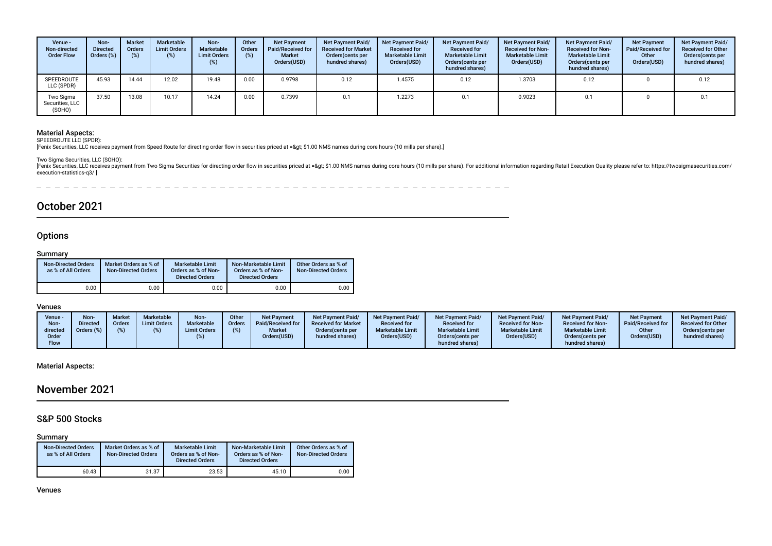| Venue - Non-directed Order Flow | Non-Directed Orders (%) | Market Orders (%) | Marketable Limit Orders (%) | Non-Marketable Limit Orders (%) | Other Orders (%) | Net Payment Paid/Received for Market Orders(USD) | Net Payment Paid/ Received for Market Orders(cents per hundred shares) | Net Payment Paid/ Received for Marketable Limit Orders(USD) | Net Payment Paid/ Received for Marketable Limit Orders(cents per hundred shares) | Net Payment Paid/ Received for Non-Marketable Limit Orders(USD) | Net Payment Paid/ Received for Non-Marketable Limit Orders(cents per hundred shares) | Net Payment Paid/Received for Other Orders(USD) | Net Payment Paid/ Received for Other Orders(cents per hundred shares) |
|---|---|---|---|---|---|---|---|---|---|---|---|---|---|
| SPEEDROUTE LLC (SPDR) | 45.93 | 14.44 | 12.02 | 19.48 | 0.00 | 0.9798 | 0.12 | 1.4575 | 0.12 | 1.3703 | 0.12 | 0 | 0.12 |
| Two Sigma Securities, LLC (SOHO) | 37.50 | 13.08 | 10.17 | 14.24 | 0.00 | 0.7399 | 0.1 | 1.2273 | 0.1 | 0.9023 | 0.1 | 0 | 0.1 |

### Material Aspects:

SPEEDROUTE LLC (SPDR):

[Fenix Securities, LLC receives payment from Speed Route for directing order flow in securities priced at =&gt; $1.00 NMS names during core hours (10 mills per share).]

Two Sigma Securities, LLC (SOHO):

[Fenix Securities, LLC receives payment from Two Sigma Securities for directing order flow in securities priced at =&gt; $1.00 NMS names during core hours (10 mills per share). For additional information regarding Retail Execution Quality please refer to: https://twosigmasecurities.com/execution-statistics-q3/ ]

# October 2021

## Options

### Summary

| Non-Directed Orders as % of All Orders | Market Orders as % of Non-Directed Orders | Marketable Limit Orders as % of Non-Directed Orders | Non-Marketable Limit Orders as % of Non-Directed Orders | Other Orders as % of Non-Directed Orders |
|---|---|---|---|---|
| 0.00 | 0.00 | 0.00 | 0.00 | 0.00 |

### Venues

| Venue - Non-directed Order Flow | Non-Directed Orders (%) | Market Orders (%) | Marketable Limit Orders (%) | Non-Marketable Limit Orders (%) | Other Orders (%) | Net Payment Paid/Received for Market Orders(USD) | Net Payment Paid/ Received for Market Orders(cents per hundred shares) | Net Payment Paid/ Received for Marketable Limit Orders(USD) | Net Payment Paid/ Received for Marketable Limit Orders(cents per hundred shares) | Net Payment Paid/ Received for Non-Marketable Limit Orders(USD) | Net Payment Paid/ Received for Non-Marketable Limit Orders(cents per hundred shares) | Net Payment Paid/Received for Other Orders(USD) | Net Payment Paid/ Received for Other Orders(cents per hundred shares) |
|---|---|---|---|---|---|---|---|---|---|---|---|---|---|

### Material Aspects:

# November 2021

## S&P 500 Stocks

### Summary

| Non-Directed Orders as % of All Orders | Market Orders as % of Non-Directed Orders | Marketable Limit Orders as % of Non-Directed Orders | Non-Marketable Limit Orders as % of Non-Directed Orders | Other Orders as % of Non-Directed Orders |
|---|---|---|---|---|
| 60.43 | 31.37 | 23.53 | 45.10 | 0.00 |

### Venues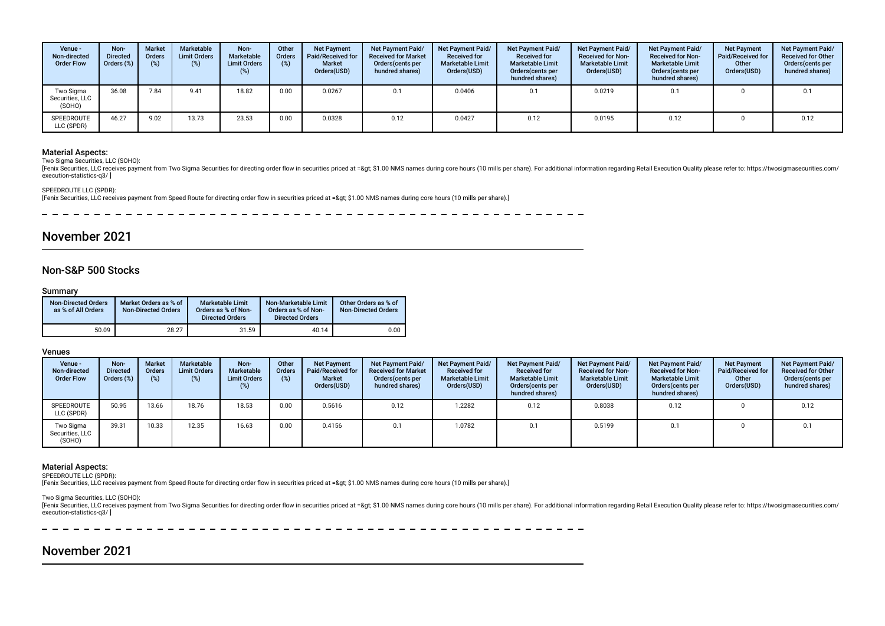| Venue - Non-directed Order Flow | Non-Directed Orders (%) | Market Orders (%) | Marketable Limit Orders (%) | Non-Marketable Limit Orders (%) | Other Orders (%) | Net Payment Paid/Received for Market Orders(USD) | Net Payment Paid/ Received for Market Orders(cents per hundred shares) | Net Payment Paid/ Received for Marketable Limit Orders(USD) | Net Payment Paid/ Received for Marketable Limit Orders(cents per hundred shares) | Net Payment Paid/ Received for Non-Marketable Limit Orders(USD) | Net Payment Paid/ Received for Non-Marketable Limit Orders(cents per hundred shares) | Net Payment Paid/Received for Other Orders(USD) | Net Payment Paid/ Received for Other Orders(cents per hundred shares) |
|---|---|---|---|---|---|---|---|---|---|---|---|---|---|
| Two Sigma Securities, LLC (SOHO) | 36.08 | 7.84 | 9.41 | 18.82 | 0.00 | 0.0267 | 0.1 | 0.0406 | 0.1 | 0.0219 | 0.1 | 0 | 0.1 |
| SPEEDROUTE LLC (SPDR) | 46.27 | 9.02 | 13.73 | 23.53 | 0.00 | 0.0328 | 0.12 | 0.0427 | 0.12 | 0.0195 | 0.12 | 0 | 0.12 |

### Material Aspects:

Two Sigma Securities, LLC (SOHO):

[Fenix Securities, LLC receives payment from Two Sigma Securities for directing order flow in securities priced at =&gt; $1.00 NMS names during core hours (10 mills per share). For additional information regarding Retail Execution Quality please refer to: https://twosigmasecurities.com/execution-statistics-q3/ ]

SPEEDROUTE LLC (SPDR):

[Fenix Securities, LLC receives payment from Speed Route for directing order flow in securities priced at =&gt; $1.00 NMS names during core hours (10 mills per share).]

# November 2021

## Non-S&P 500 Stocks

### Summary

| Non-Directed Orders as % of All Orders | Market Orders as % of Non-Directed Orders | Marketable Limit Orders as % of Non-Directed Orders | Non-Marketable Limit Orders as % of Non-Directed Orders | Other Orders as % of Non-Directed Orders |
|---|---|---|---|---|
| 50.09 | 28.27 | 31.59 | 40.14 | 0.00 |

### Venues

| Venue - Non-directed Order Flow | Non-Directed Orders (%) | Market Orders (%) | Marketable Limit Orders (%) | Non-Marketable Limit Orders (%) | Other Orders (%) | Net Payment Paid/Received for Market Orders(USD) | Net Payment Paid/ Received for Market Orders(cents per hundred shares) | Net Payment Paid/ Received for Marketable Limit Orders(USD) | Net Payment Paid/ Received for Marketable Limit Orders(cents per hundred shares) | Net Payment Paid/ Received for Non-Marketable Limit Orders(USD) | Net Payment Paid/ Received for Non-Marketable Limit Orders(cents per hundred shares) | Net Payment Paid/Received for Other Orders(USD) | Net Payment Paid/ Received for Other Orders(cents per hundred shares) |
|---|---|---|---|---|---|---|---|---|---|---|---|---|---|
| SPEEDROUTE LLC (SPDR) | 50.95 | 13.66 | 18.76 | 18.53 | 0.00 | 0.5616 | 0.12 | 1.2282 | 0.12 | 0.8038 | 0.12 | 0 | 0.12 |
| Two Sigma Securities, LLC (SOHO) | 39.31 | 10.33 | 12.35 | 16.63 | 0.00 | 0.4156 | 0.1 | 1.0782 | 0.1 | 0.5199 | 0.1 | 0 | 0.1 |

### Material Aspects:

SPEEDROUTE LLC (SPDR):

[Fenix Securities, LLC receives payment from Speed Route for directing order flow in securities priced at =&gt; $1.00 NMS names during core hours (10 mills per share).]

Two Sigma Securities, LLC (SOHO):

[Fenix Securities, LLC receives payment from Two Sigma Securities for directing order flow in securities priced at =&gt; $1.00 NMS names during core hours (10 mills per share). For additional information regarding Retail Execution Quality please refer to: https://twosigmasecurities.com/execution-statistics-q3/ ]

# November 2021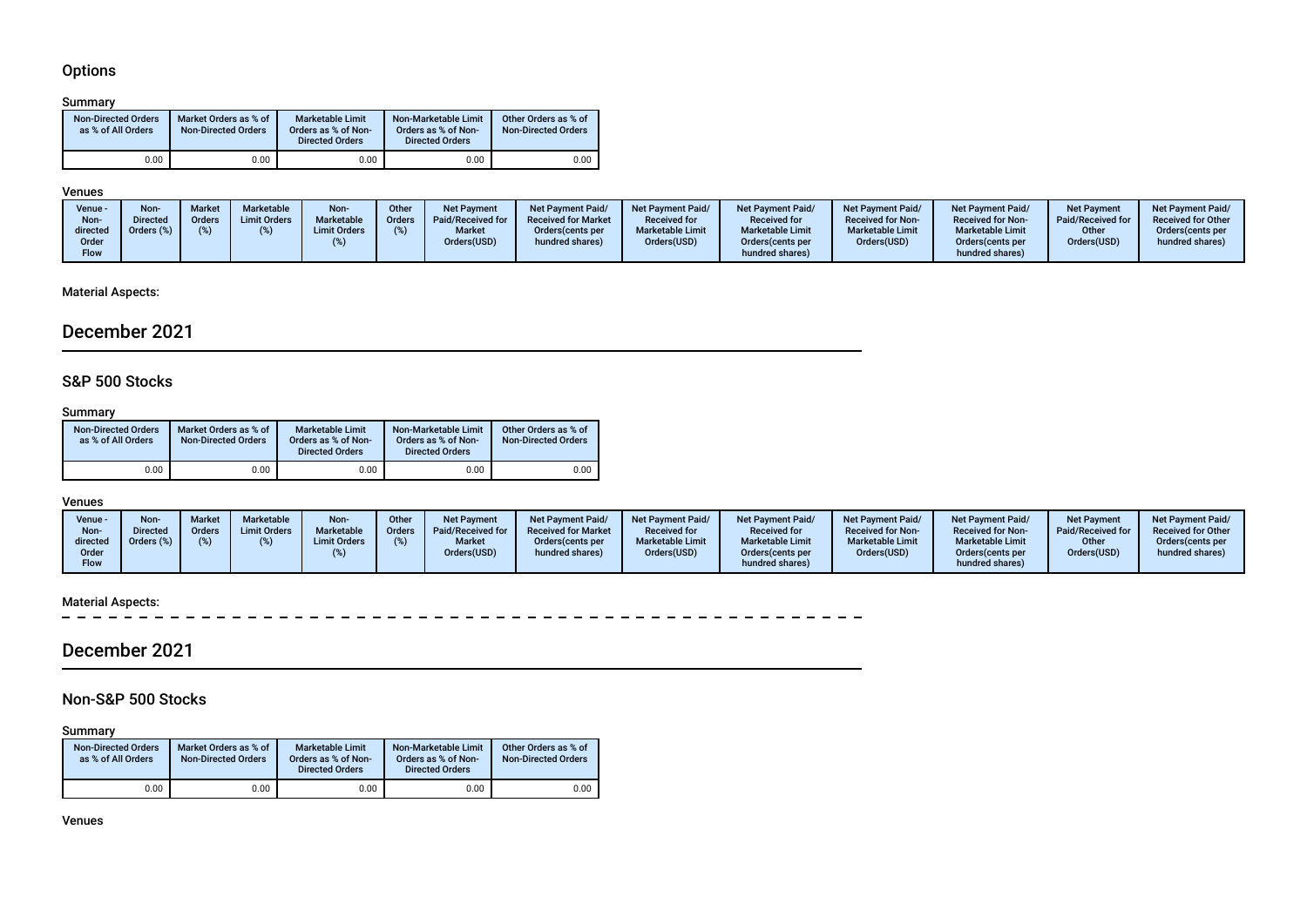### Options

Summary

| Non-Directed Orders as % of All Orders | Market Orders as % of Non-Directed Orders | Marketable Limit Orders as % of Non-Directed Orders | Non-Marketable Limit Orders as % of Non-Directed Orders | Other Orders as % of Non-Directed Orders |
|---|---|---|---|---|
| 0.00 | 0.00 | 0.00 | 0.00 | 0.00 |

Venues

| Venue - Non-directed Order Flow | Non-Directed Orders (%) | Market Orders (%) | Marketable Limit Orders (%) | Non-Marketable Limit Orders (%) | Other Orders (%) | Net Payment Paid/Received for Market Orders(USD) | Net Payment Paid/ Received for Market Orders(cents per hundred shares) | Net Payment Paid/ Received for Marketable Limit Orders(USD) | Net Payment Paid/ Received for Marketable Limit Orders(cents per hundred shares) | Net Payment Paid/ Received for Non-Marketable Limit Orders(USD) | Net Payment Paid/ Received for Non-Marketable Limit Orders(cents per hundred shares) | Net Payment Paid/Received for Other Orders(USD) | Net Payment Paid/ Received for Other Orders(cents per hundred shares) |
|---|---|---|---|---|---|---|---|---|---|---|---|---|---|

Material Aspects:

## December 2021

### S&P 500 Stocks

Summary

| Non-Directed Orders as % of All Orders | Market Orders as % of Non-Directed Orders | Marketable Limit Orders as % of Non-Directed Orders | Non-Marketable Limit Orders as % of Non-Directed Orders | Other Orders as % of Non-Directed Orders |
|---|---|---|---|---|
| 0.00 | 0.00 | 0.00 | 0.00 | 0.00 |

Venues

| Venue - Non-directed Order Flow | Non-Directed Orders (%) | Market Orders (%) | Marketable Limit Orders (%) | Non-Marketable Limit Orders (%) | Other Orders (%) | Net Payment Paid/Received for Market Orders(USD) | Net Payment Paid/ Received for Market Orders(cents per hundred shares) | Net Payment Paid/ Received for Marketable Limit Orders(USD) | Net Payment Paid/ Received for Marketable Limit Orders(cents per hundred shares) | Net Payment Paid/ Received for Non-Marketable Limit Orders(USD) | Net Payment Paid/ Received for Non-Marketable Limit Orders(cents per hundred shares) | Net Payment Paid/Received for Other Orders(USD) | Net Payment Paid/ Received for Other Orders(cents per hundred shares) |
|---|---|---|---|---|---|---|---|---|---|---|---|---|---|

Material Aspects:

## December 2021

### Non-S&P 500 Stocks

Summary

| Non-Directed Orders as % of All Orders | Market Orders as % of Non-Directed Orders | Marketable Limit Orders as % of Non-Directed Orders | Non-Marketable Limit Orders as % of Non-Directed Orders | Other Orders as % of Non-Directed Orders |
|---|---|---|---|---|
| 0.00 | 0.00 | 0.00 | 0.00 | 0.00 |

Venues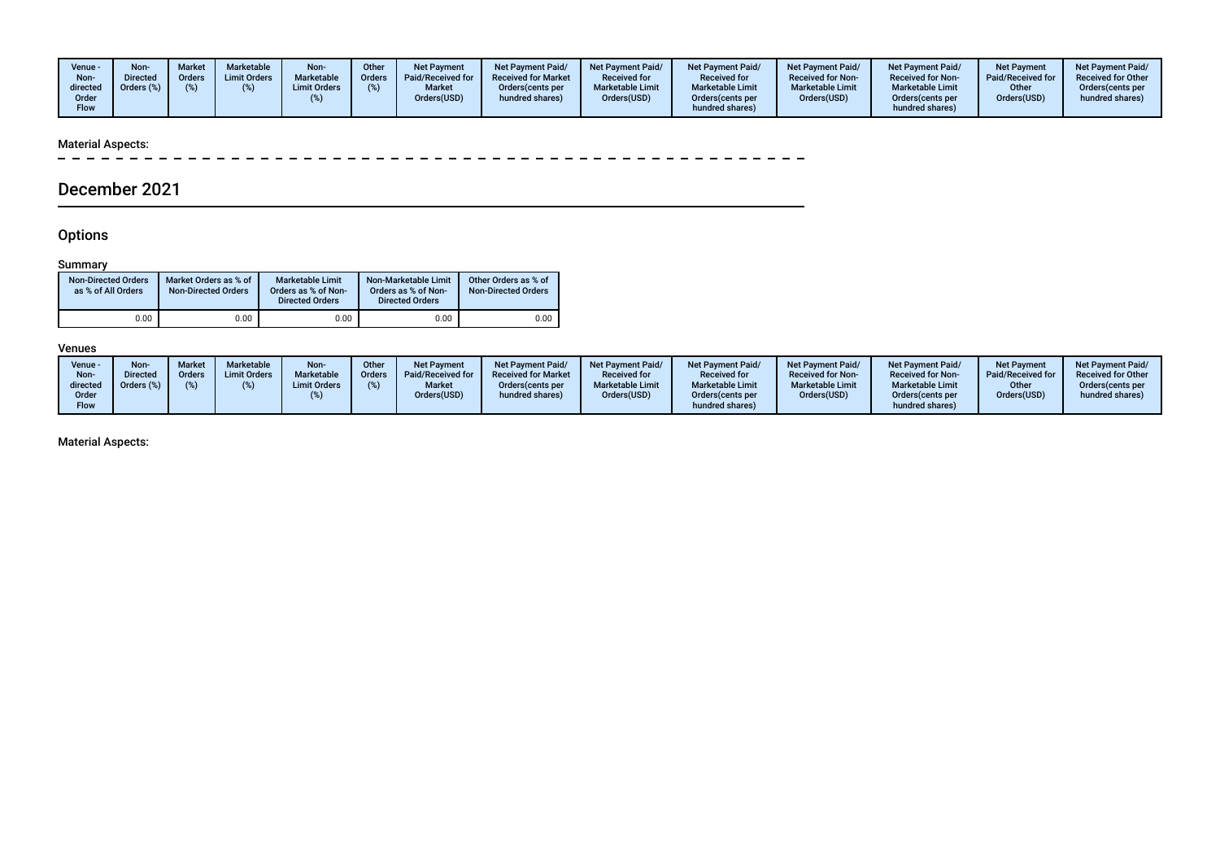| Venue - Non-directed Order Flow | Non-Directed Orders (%) | Market Orders (%) | Marketable Limit Orders (%) | Non-Marketable Limit Orders (%) | Other Orders (%) | Net Payment Paid/Received for Market Orders(USD) | Net Payment Paid/ Received for Market Orders(cents per hundred shares) | Net Payment Paid/ Received for Marketable Limit Orders(USD) | Net Payment Paid/ Received for Marketable Limit Orders(cents per hundred shares) | Net Payment Paid/ Received for Non-Marketable Limit Orders(USD) | Net Payment Paid/ Received for Non-Marketable Limit Orders(cents per hundred shares) | Net Payment Paid/Received for Other Orders(USD) | Net Payment Paid/ Received for Other Orders(cents per hundred shares) |
|---|---|---|---|---|---|---|---|---|---|---|---|---|---|

Material Aspects:

## December 2021

### Options

#### Summary

| Non-Directed Orders as % of All Orders | Market Orders as % of Non-Directed Orders | Marketable Limit Orders as % of Non-Directed Orders | Non-Marketable Limit Orders as % of Non-Directed Orders | Other Orders as % of Non-Directed Orders |
|---|---|---|---|---|
| 0.00 | 0.00 | 0.00 | 0.00 | 0.00 |

#### Venues

| Venue - Non-directed Order Flow | Non-Directed Orders (%) | Market Orders (%) | Marketable Limit Orders (%) | Non-Marketable Limit Orders (%) | Other Orders (%) | Net Payment Paid/Received for Market Orders(USD) | Net Payment Paid/ Received for Market Orders(cents per hundred shares) | Net Payment Paid/ Received for Marketable Limit Orders(USD) | Net Payment Paid/ Received for Marketable Limit Orders(cents per hundred shares) | Net Payment Paid/ Received for Non-Marketable Limit Orders(USD) | Net Payment Paid/ Received for Non-Marketable Limit Orders(cents per hundred shares) | Net Payment Paid/Received for Other Orders(USD) | Net Payment Paid/ Received for Other Orders(cents per hundred shares) |
|---|---|---|---|---|---|---|---|---|---|---|---|---|---|

Material Aspects: